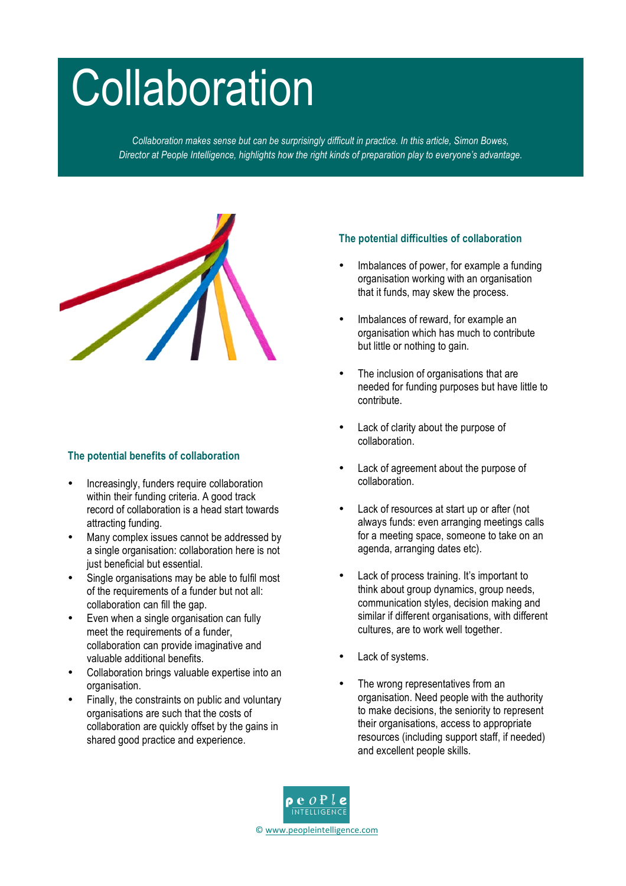# Collaboration

*Collaboration makes sense but can be surprisingly difficult in practice. In this article, Simon Bowes, Director at People Intelligence, highlights how the right kinds of preparation play to everyone's advantage.*

## The potential benefits of collaboration

- Increasingly, funders require collaboration within their funding criteria. A good track record of collaboration is a head start towards attracting funding.
- Many complex issues cannot be addressed by a single organisation: collaboration here is not just beneficial but essential.
- Single organisations may be able to fulfil most of the requirements of a funder but not all: collaboration can fill the gap.
- Even when a single organisation can fully meet the requirements of a funder, collaboration can provide imaginative and valuable additional benefits.
- Collaboration brings valuable expertise into an organisation.
- Finally, the constraints on public and voluntary organisations are such that the costs of collaboration are quickly offset by the gains in shared good practice and experience.

## The potential difficulties of collaboration

- Imbalances of power, for example a funding organisation working with an organisation that it funds, may skew the process.
- Imbalances of reward, for example an organisation which has much to contribute but little or nothing to gain.
- The inclusion of organisations that are needed for funding purposes but have little to contribute.
- Lack of clarity about the purpose of collaboration.
- Lack of agreement about the purpose of collaboration.
- Lack of resources at start up or after (not always funds: even arranging meetings calls for a meeting space, someone to take on an agenda, arranging dates etc).
- Lack of process training. It's important to think about group dynamics, group needs, communication styles, decision making and similar if different organisations, with different cultures, are to work well together.
- Lack of systems.
- The wrong representatives from an organisation. Need people with the authority to make decisions, the seniority to represent their organisations, access to appropriate resources (including support staff, if needed) and excellent people skills.

© www.peopleintelligence.com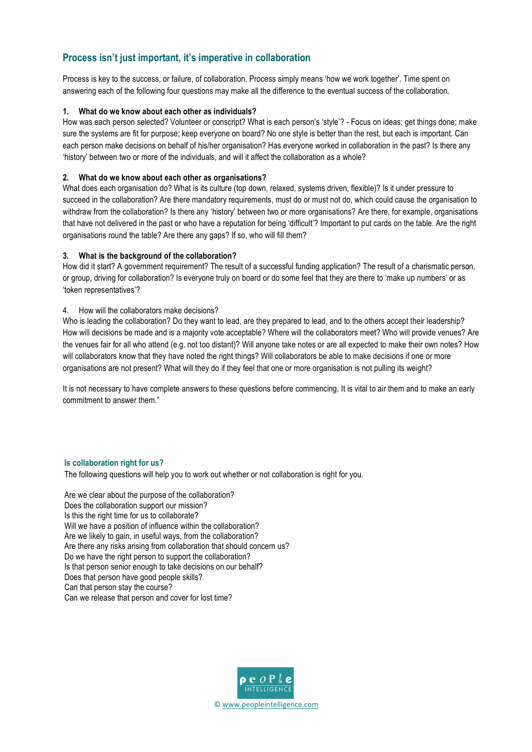## Process isn't just important, it's imperative in collaboration

Process is key to the success, or failure, of collaboration. Process simply means 'how we work together'. Time spent on answering each of the following four questions may make all the difference to the eventual success of the collaboration.

**1. What do we know about each other as individuals?**

How was each person selected? Volunteer or conscript? What is each person's 'style'? - Focus on ideas; get things done; make sure the systems are fit for purpose; keep everyone on board? No one style is better than the rest, but each is important. Can each person make decisions on behalf of his/her organisation? Has everyone worked in collaboration in the past? Is there any 'history' between two or more of the individuals, and will it affect the collaboration as a whole?

**2. What do we know about each other as organisations?**

What does each organisation do? What is its culture (top down, relaxed, systems driven, flexible)? Is it under pressure to succeed in the collaboration? Are there mandatory requirements, must do or must not do, which could cause the organisation to withdraw from the collaboration? Is there any 'history' between two or more organisations? Are there, for example, organisations that have not delivered in the past or who have a reputation for being 'difficult'? Important to put cards on the table. Are the right organisations round the table? Are there any gaps? If so, who will fill them?

**3. What is the background of the collaboration?**

How did it start? A government requirement? The result of a successful funding application? The result of a charismatic person, or group, driving for collaboration? Is everyone truly on board or do some feel that they are there to 'make up numbers' or as 'token representatives'?

4. How will the collaborators make decisions?

Who is leading the collaboration? Do they want to lead, are they prepared to lead, and to the others accept their leadership? How will decisions be made and is a majority vote acceptable? Where will the collaborators meet? Who will provide venues? Are the venues fair for all who attend (e.g. not too distant)? Will anyone take notes or are all expected to make their own notes? How will collaborators know that they have noted the right things? Will collaborators be able to make decisions if one or more organisations are not present? What will they do if they feel that one or more organisation is not pulling its weight?

It is not necessary to have complete answers to these questions before commencing. It is vital to air them and to make an early commitment to answer them."

### Is collaboration right for us?

The following questions will help you to work out whether or not collaboration is right for you.

Are we clear about the purpose of the collaboration?
Does the collaboration support our mission?
Is this the right time for us to collaborate?
Will we have a position of influence within the collaboration?
Are we likely to gain, in useful ways, from the collaboration?
Are there any risks arising from collaboration that should concern us?
Do we have the right person to support the collaboration?
Is that person senior enough to take decisions on our behalf?
Does that person have good people skills?
Can that person stay the course?
Can we release that person and cover for lost time?

people INTELLIGENCE

© www.peopleintelligence.com